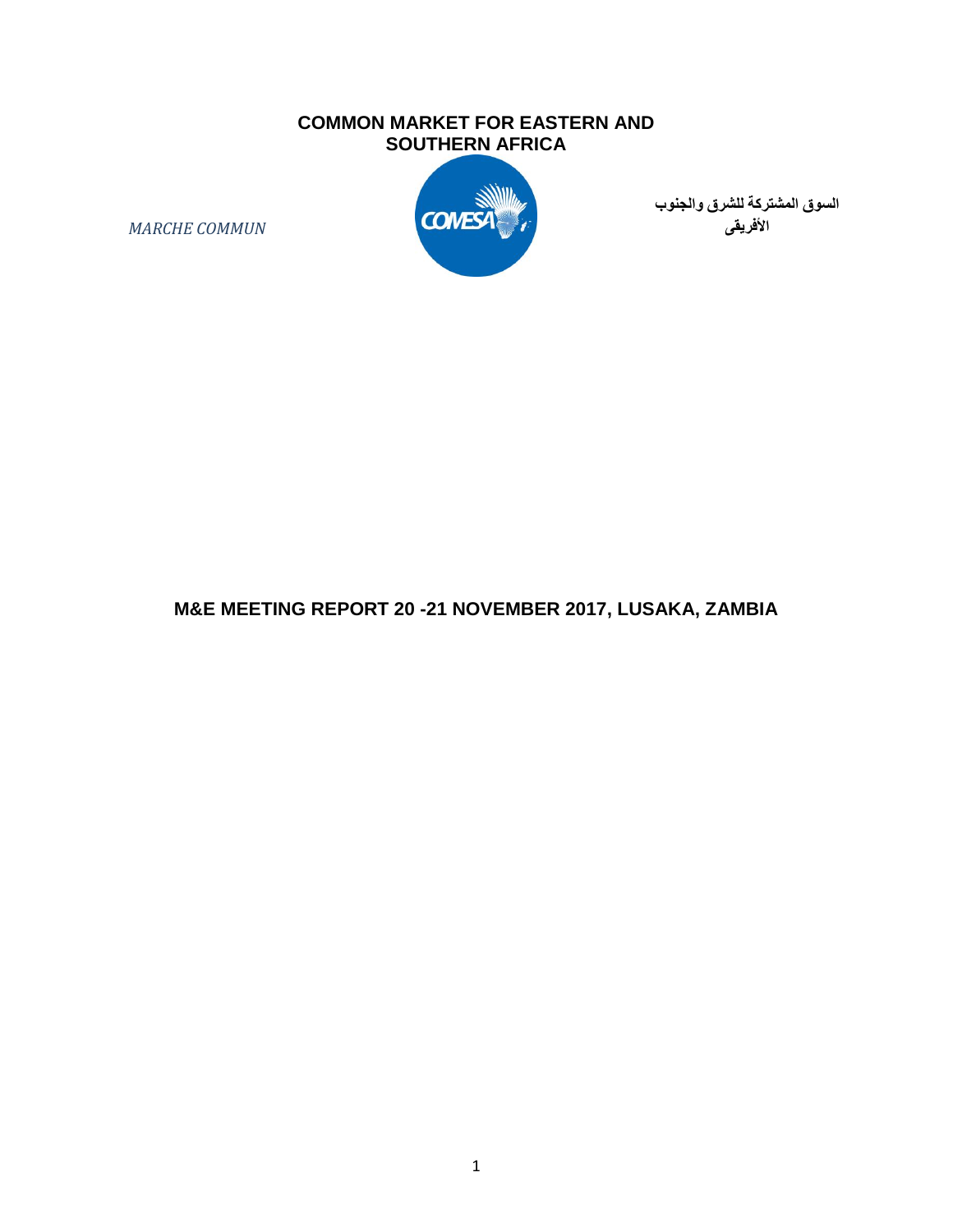**COMMON MARKET FOR EASTERN AND SOUTHERN AFRICA**

*MARCHE COMMUN*

**السوق المشتركة للشرق والجنوب الأفريقى**

# M&E MEETING REPORT 20 -21 NOVEMBER 2017, LUSAKA, ZAMBIA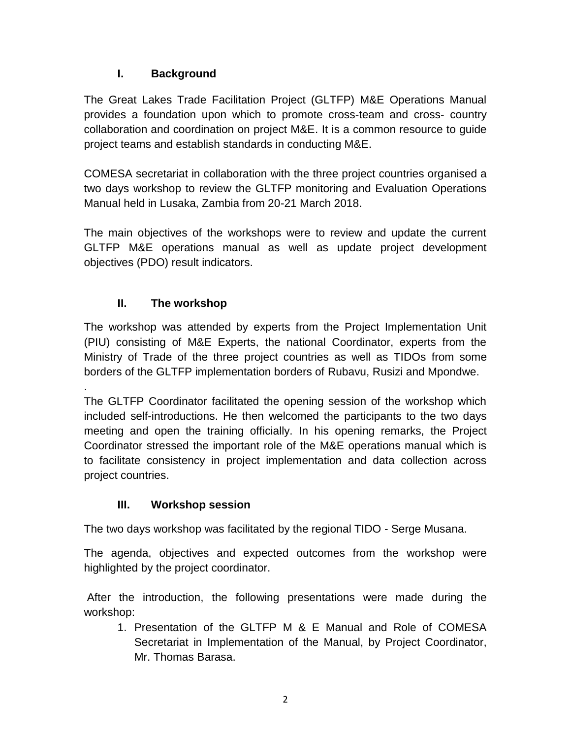## I. Background

The Great Lakes Trade Facilitation Project (GLTFP) M&E Operations Manual provides a foundation upon which to promote cross-team and cross- country collaboration and coordination on project M&E. It is a common resource to guide project teams and establish standards in conducting M&E.

COMESA secretariat in collaboration with the three project countries organised a two days workshop to review the GLTFP monitoring and Evaluation Operations Manual held in Lusaka, Zambia from 20-21 March 2018.

The main objectives of the workshops were to review and update the current GLTFP M&E operations manual as well as update project development objectives (PDO) result indicators.

## II. The workshop

The workshop was attended by experts from the Project Implementation Unit (PIU) consisting of M&E Experts, the national Coordinator, experts from the Ministry of Trade of the three project countries as well as TIDOs from some borders of the GLTFP implementation borders of Rubavu, Rusizi and Mpondwe.

.

The GLTFP Coordinator facilitated the opening session of the workshop which included self-introductions. He then welcomed the participants to the two days meeting and open the training officially. In his opening remarks, the Project Coordinator stressed the important role of the M&E operations manual which is to facilitate consistency in project implementation and data collection across project countries.

## III. Workshop session

The two days workshop was facilitated by the regional TIDO - Serge Musana.

The agenda, objectives and expected outcomes from the workshop were highlighted by the project coordinator.

After the introduction, the following presentations were made during the workshop:

1. Presentation of the GLTFP M & E Manual and Role of COMESA Secretariat in Implementation of the Manual, by Project Coordinator, Mr. Thomas Barasa.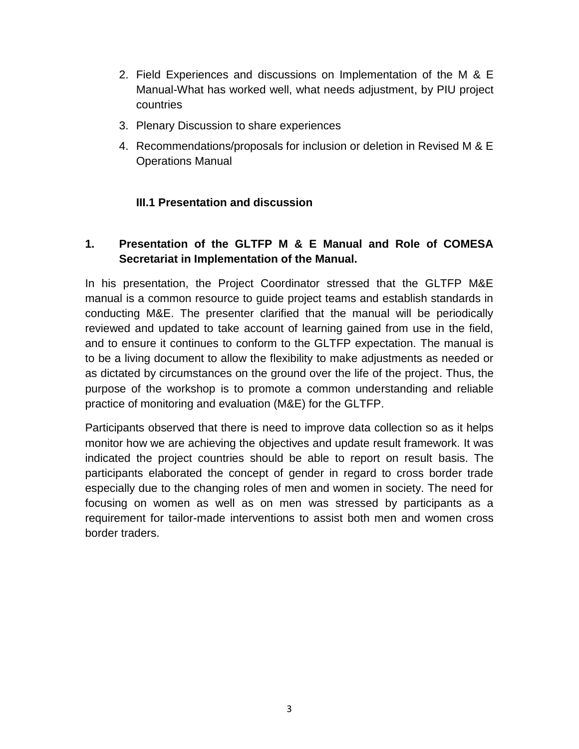2. Field Experiences and discussions on Implementation of the M & E Manual-What has worked well, what needs adjustment, by PIU project countries
3. Plenary Discussion to share experiences
4. Recommendations/proposals for inclusion or deletion in Revised M & E Operations Manual

### III.1 Presentation and discussion

### 1. Presentation of the GLTFP M & E Manual and Role of COMESA Secretariat in Implementation of the Manual.

In his presentation, the Project Coordinator stressed that the GLTFP M&E manual is a common resource to guide project teams and establish standards in conducting M&E. The presenter clarified that the manual will be periodically reviewed and updated to take account of learning gained from use in the field, and to ensure it continues to conform to the GLTFP expectation. The manual is to be a living document to allow the flexibility to make adjustments as needed or as dictated by circumstances on the ground over the life of the project. Thus, the purpose of the workshop is to promote a common understanding and reliable practice of monitoring and evaluation (M&E) for the GLTFP.

Participants observed that there is need to improve data collection so as it helps monitor how we are achieving the objectives and update result framework. It was indicated the project countries should be able to report on result basis. The participants elaborated the concept of gender in regard to cross border trade especially due to the changing roles of men and women in society. The need for focusing on women as well as on men was stressed by participants as a requirement for tailor-made interventions to assist both men and women cross border traders.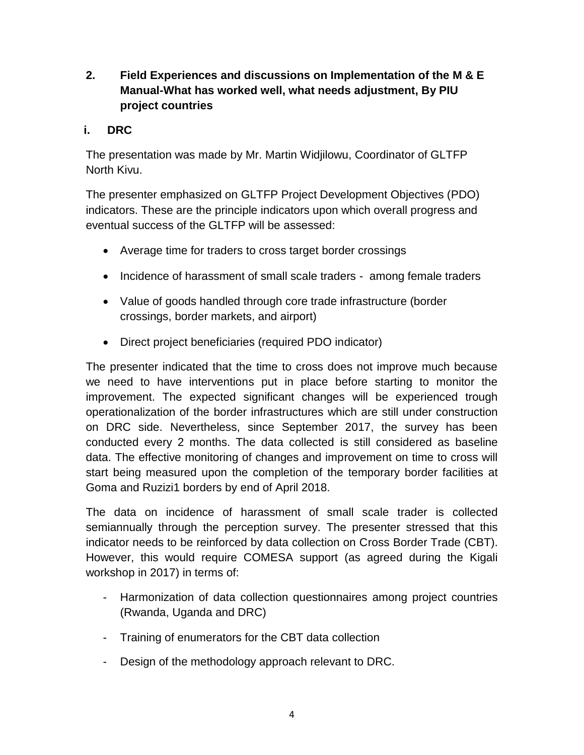## 2. Field Experiences and discussions on Implementation of the M & E Manual-What has worked well, what needs adjustment, By PIU project countries

### i. DRC

The presentation was made by Mr. Martin Widjilowu, Coordinator of GLTFP North Kivu.

The presenter emphasized on GLTFP Project Development Objectives (PDO) indicators. These are the principle indicators upon which overall progress and eventual success of the GLTFP will be assessed:

- Average time for traders to cross target border crossings
- Incidence of harassment of small scale traders - among female traders
- Value of goods handled through core trade infrastructure (border crossings, border markets, and airport)
- Direct project beneficiaries (required PDO indicator)

The presenter indicated that the time to cross does not improve much because we need to have interventions put in place before starting to monitor the improvement. The expected significant changes will be experienced trough operationalization of the border infrastructures which are still under construction on DRC side. Nevertheless, since September 2017, the survey has been conducted every 2 months. The data collected is still considered as baseline data. The effective monitoring of changes and improvement on time to cross will start being measured upon the completion of the temporary border facilities at Goma and Ruzizi1 borders by end of April 2018.

The data on incidence of harassment of small scale trader is collected semiannually through the perception survey. The presenter stressed that this indicator needs to be reinforced by data collection on Cross Border Trade (CBT). However, this would require COMESA support (as agreed during the Kigali workshop in 2017) in terms of:

- Harmonization of data collection questionnaires among project countries (Rwanda, Uganda and DRC)
- Training of enumerators for the CBT data collection
- Design of the methodology approach relevant to DRC.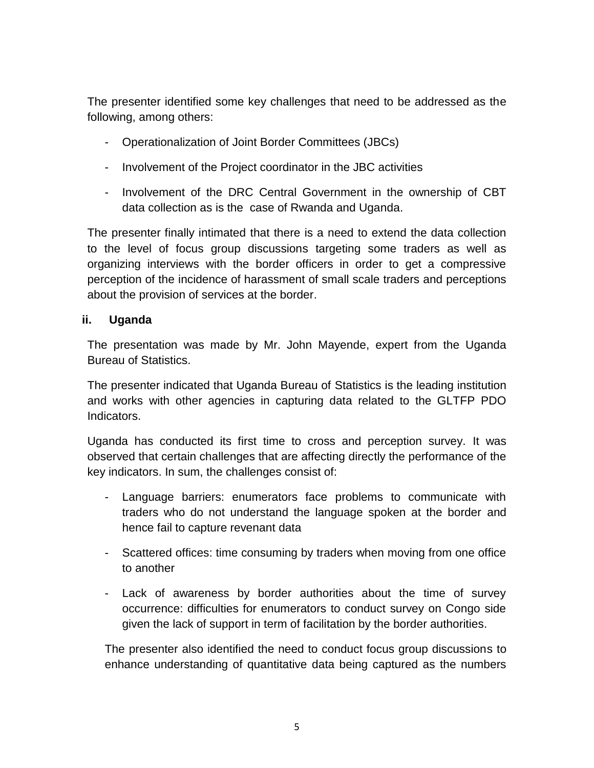The presenter identified some key challenges that need to be addressed as the following, among others:

- Operationalization of Joint Border Committees (JBCs)
- Involvement of the Project coordinator in the JBC activities
- Involvement of the DRC Central Government in the ownership of CBT data collection as is the case of Rwanda and Uganda.

The presenter finally intimated that there is a need to extend the data collection to the level of focus group discussions targeting some traders as well as organizing interviews with the border officers in order to get a compressive perception of the incidence of harassment of small scale traders and perceptions about the provision of services at the border.

**ii. Uganda**

The presentation was made by Mr. John Mayende, expert from the Uganda Bureau of Statistics.

The presenter indicated that Uganda Bureau of Statistics is the leading institution and works with other agencies in capturing data related to the GLTFP PDO Indicators.

Uganda has conducted its first time to cross and perception survey. It was observed that certain challenges that are affecting directly the performance of the key indicators. In sum, the challenges consist of:

- Language barriers: enumerators face problems to communicate with traders who do not understand the language spoken at the border and hence fail to capture revenant data
- Scattered offices: time consuming by traders when moving from one office to another
- Lack of awareness by border authorities about the time of survey occurrence: difficulties for enumerators to conduct survey on Congo side given the lack of support in term of facilitation by the border authorities.

The presenter also identified the need to conduct focus group discussions to enhance understanding of quantitative data being captured as the numbers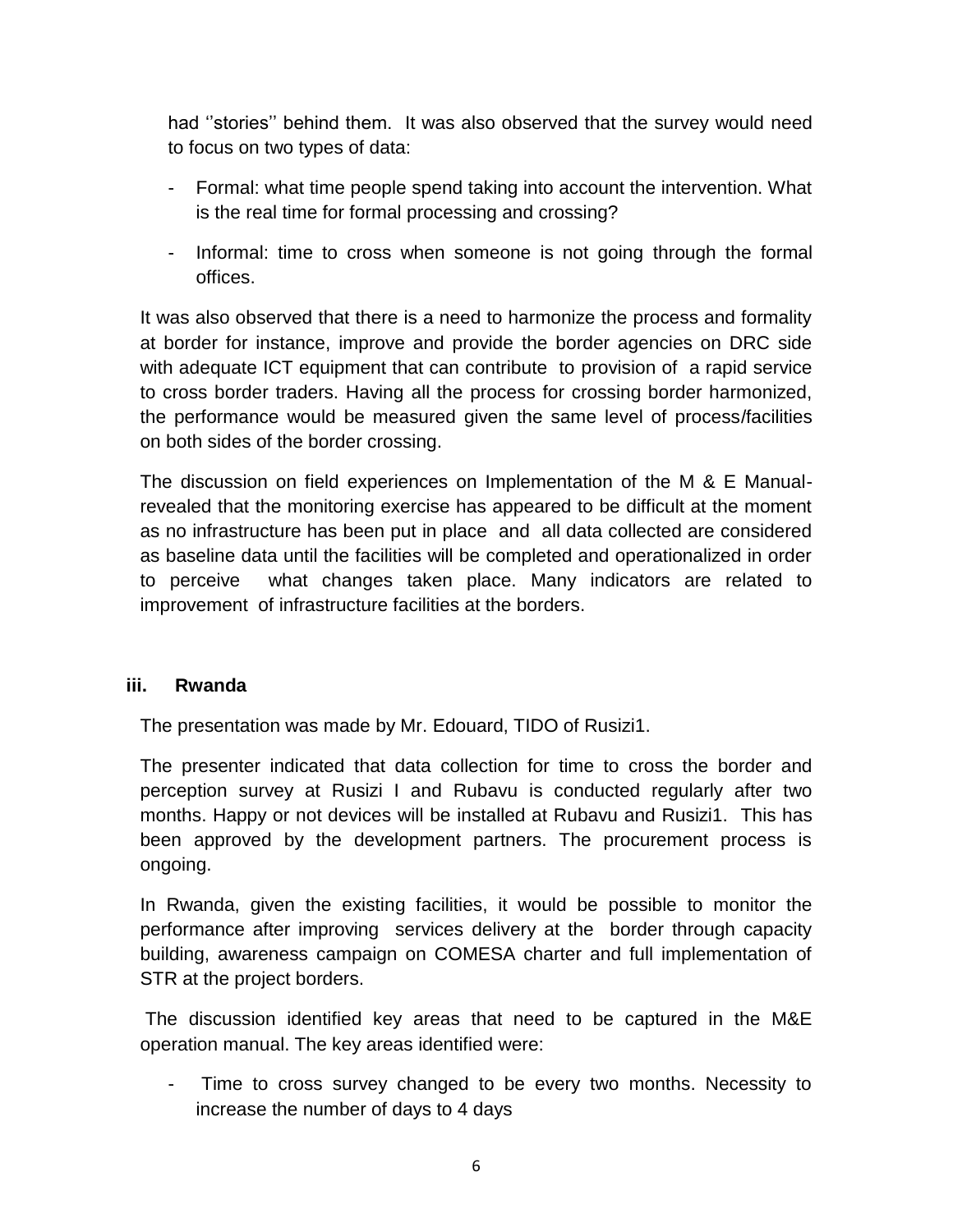had ''stories'' behind them. It was also observed that the survey would need to focus on two types of data:

- Formal: what time people spend taking into account the intervention. What is the real time for formal processing and crossing?
- Informal: time to cross when someone is not going through the formal offices.

It was also observed that there is a need to harmonize the process and formality at border for instance, improve and provide the border agencies on DRC side with adequate ICT equipment that can contribute to provision of a rapid service to cross border traders. Having all the process for crossing border harmonized, the performance would be measured given the same level of process/facilities on both sides of the border crossing.

The discussion on field experiences on Implementation of the M & E Manual- revealed that the monitoring exercise has appeared to be difficult at the moment as no infrastructure has been put in place and all data collected are considered as baseline data until the facilities will be completed and operationalized in order to perceive what changes taken place. Many indicators are related to improvement of infrastructure facilities at the borders.

### iii. Rwanda

The presentation was made by Mr. Edouard, TIDO of Rusizi1.

The presenter indicated that data collection for time to cross the border and perception survey at Rusizi I and Rubavu is conducted regularly after two months. Happy or not devices will be installed at Rubavu and Rusizi1. This has been approved by the development partners. The procurement process is ongoing.

In Rwanda, given the existing facilities, it would be possible to monitor the performance after improving services delivery at the border through capacity building, awareness campaign on COMESA charter and full implementation of STR at the project borders.

The discussion identified key areas that need to be captured in the M&E operation manual. The key areas identified were:

- Time to cross survey changed to be every two months. Necessity to increase the number of days to 4 days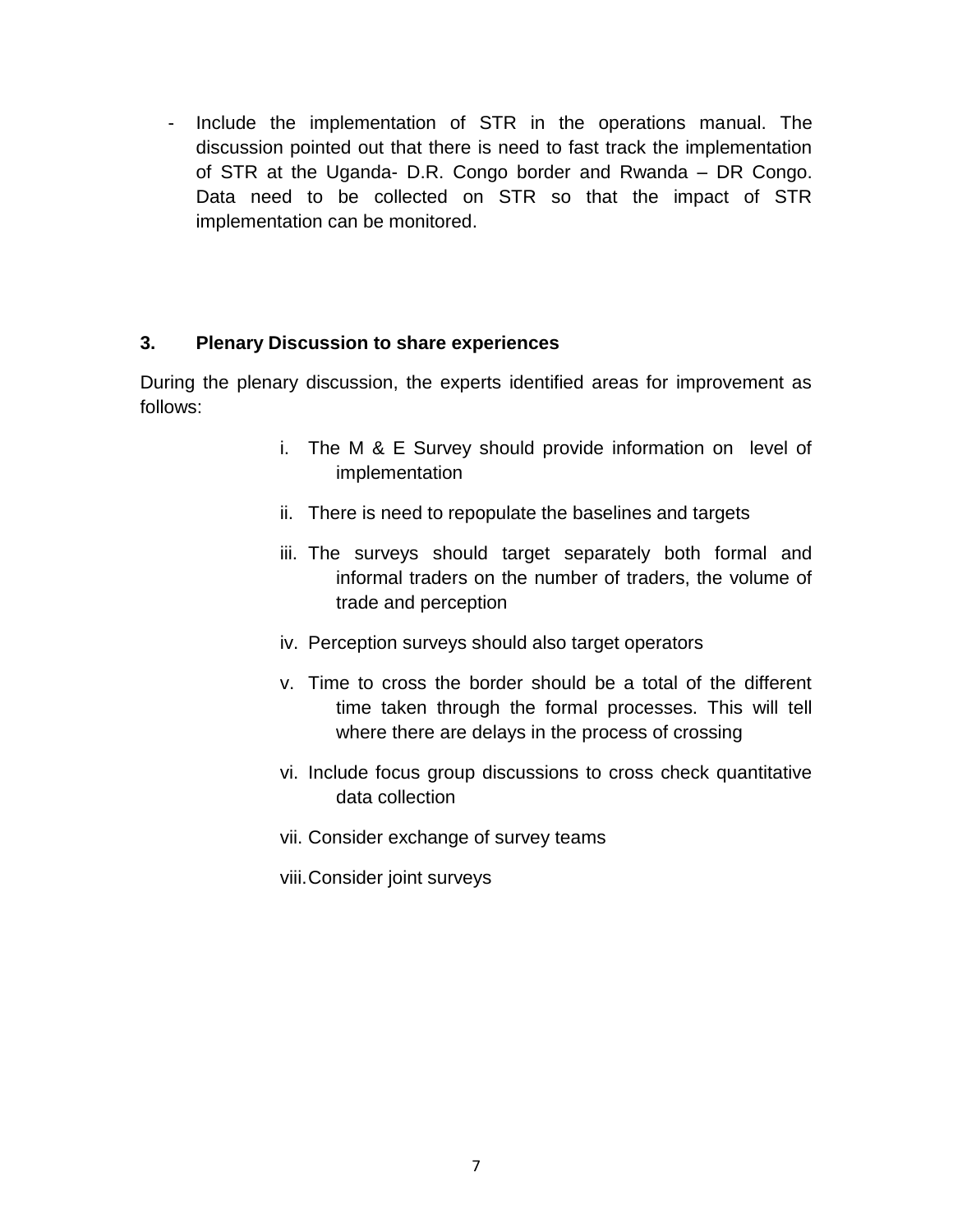- Include the implementation of STR in the operations manual. The discussion pointed out that there is need to fast track the implementation of STR at the Uganda- D.R. Congo border and Rwanda – DR Congo. Data need to be collected on STR so that the impact of STR implementation can be monitored.

## 3. Plenary Discussion to share experiences

During the plenary discussion, the experts identified areas for improvement as follows:

i. The M & E Survey should provide information on level of implementation

ii. There is need to repopulate the baselines and targets

iii. The surveys should target separately both formal and informal traders on the number of traders, the volume of trade and perception

iv. Perception surveys should also target operators

v. Time to cross the border should be a total of the different time taken through the formal processes. This will tell where there are delays in the process of crossing

vi. Include focus group discussions to cross check quantitative data collection

vii. Consider exchange of survey teams

viii. Consider joint surveys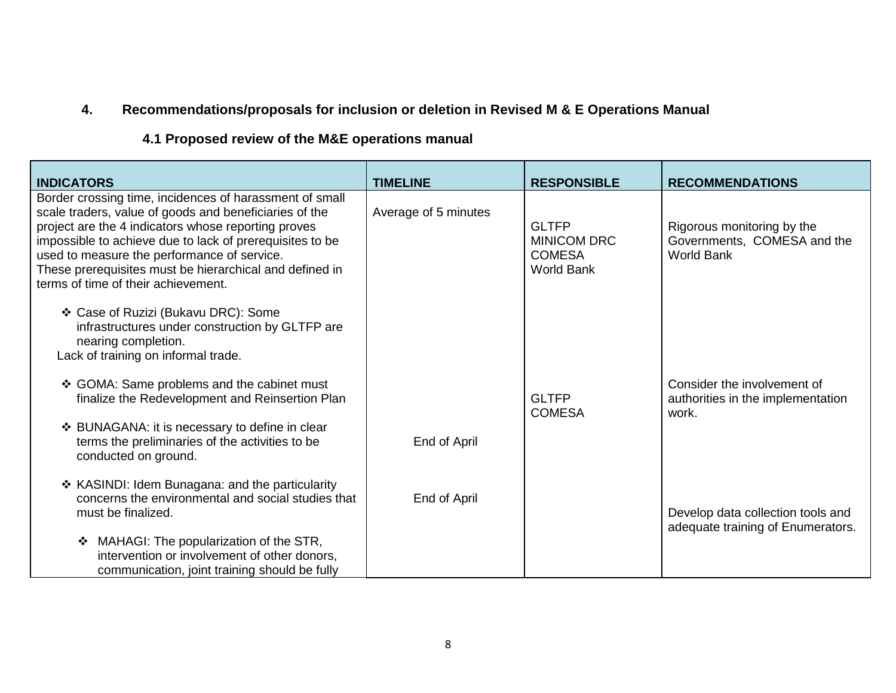## 4. Recommendations/proposals for inclusion or deletion in Revised M & E Operations Manual

### 4.1 Proposed review of the M&E operations manual

| INDICATORS | TIMELINE | RESPONSIBLE | RECOMMENDATIONS |
|---|---|---|---|
| Border crossing time, incidences of harassment of small scale traders, value of goods and beneficiaries of the project are the 4 indicators whose reporting proves impossible to achieve due to lack of prerequisites to be used to measure the performance of service.<br>These prerequisites must be hierarchical and defined in terms of time of their achievement.<br><br>❖ Case of Ruzizi (Bukavu DRC): Some infrastructures under construction by GLTFP are nearing completion.<br>Lack of training on informal trade.<br><br>❖ GOMA: Same problems and the cabinet must finalize the Redevelopment and Reinsertion Plan<br><br>❖ BUNAGANA: it is necessary to define in clear terms the preliminaries of the activities to be conducted on ground.<br><br>❖ KASINDI: Idem Bunagana: and the particularity concerns the environmental and social studies that must be finalized.<br><br>❖ MAHAGI: The popularization of the STR, intervention or involvement of other donors, communication, joint training should be fully | Average of 5 minutes<br><br><br><br><br><br><br><br><br><br>End of April<br><br>End of April | GLTFP<br>MINICOM DRC<br>COMESA<br>World Bank<br><br><br><br><br><br>GLTFP<br>COMESA | Rigorous monitoring by the Governments, COMESA and the World Bank<br><br><br><br><br><br>Consider the involvement of authorities in the implementation work.<br><br><br><br>Develop data collection tools and adequate training of Enumerators. |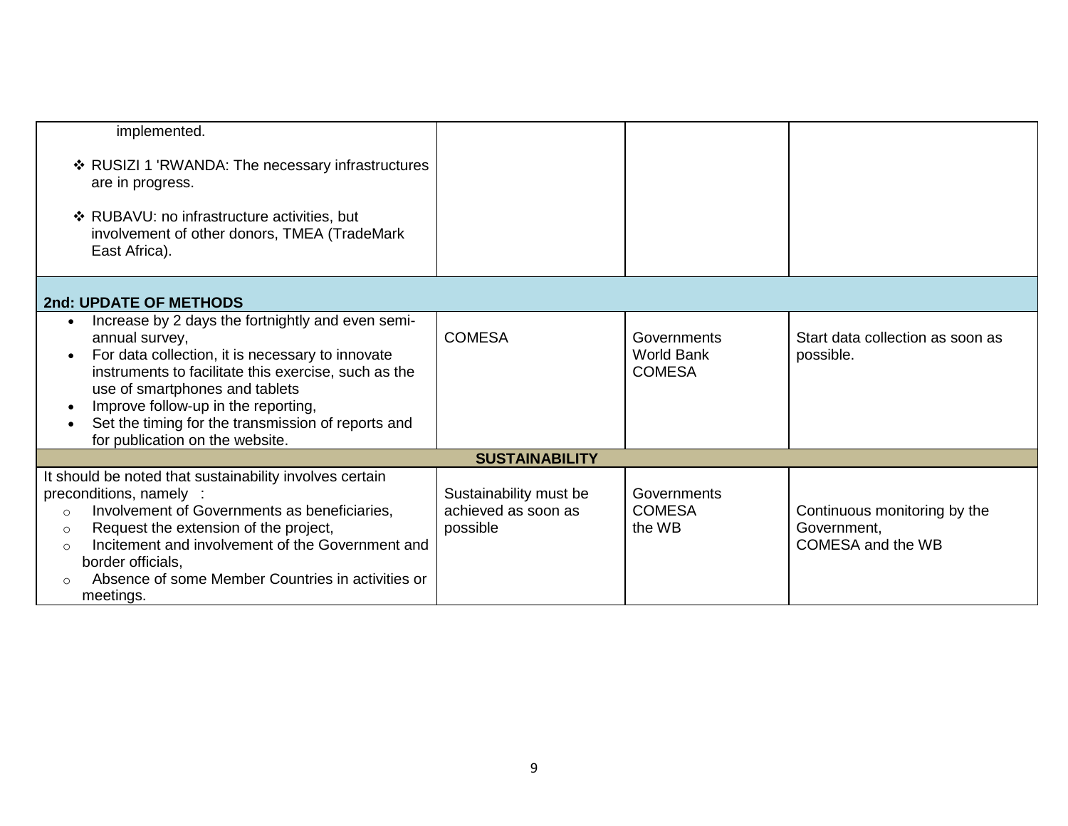| | | | |
|---|---|---|---|
| implemented.<br><br>❖ RUSIZI 1 'RWANDA: The necessary infrastructures are in progress.<br><br>❖ RUBAVU: no infrastructure activities, but involvement of other donors, TMEA (TradeMark East Africa). | | | |
| **2nd: UPDATE OF METHODS** | | | |
| • Increase by 2 days the fortnightly and even semi-annual survey,<br>• For data collection, it is necessary to innovate instruments to facilitate this exercise, such as the use of smartphones and tablets<br>• Improve follow-up in the reporting,<br>• Set the timing for the transmission of reports and for publication on the website. | COMESA | Governments<br>World Bank<br>COMESA | Start data collection as soon as possible. |
| **SUSTAINABILITY** | | | |
| It should be noted that sustainability involves certain preconditions, namely :<br>○ Involvement of Governments as beneficiaries,<br>○ Request the extension of the project,<br>○ Incitement and involvement of the Government and border officials,<br>○ Absence of some Member Countries in activities or meetings. | Sustainability must be achieved as soon as possible | Governments<br>COMESA<br>the WB | Continuous monitoring by the Government,<br>COMESA and the WB |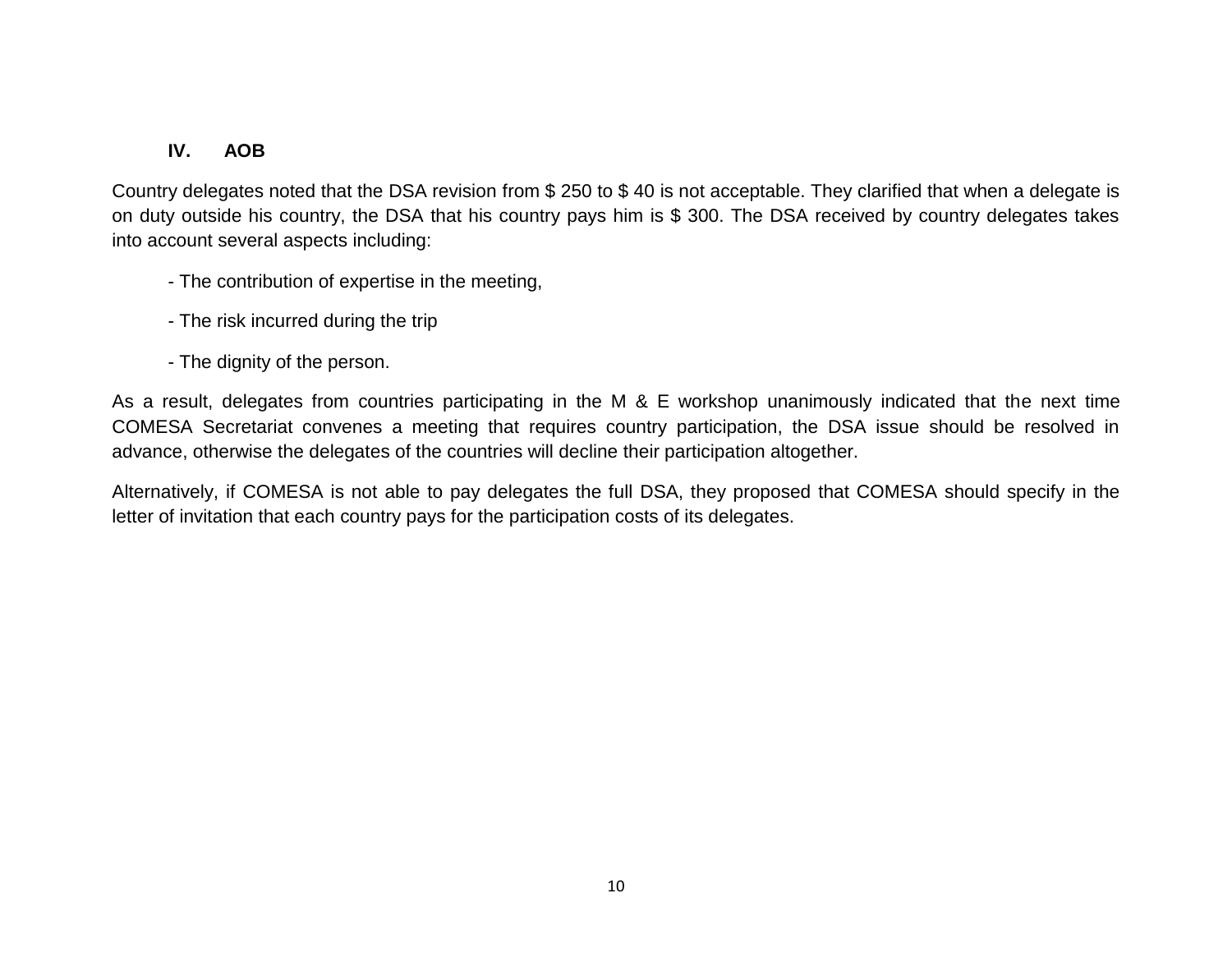## IV. AOB

Country delegates noted that the DSA revision from $ 250 to $ 40 is not acceptable. They clarified that when a delegate is on duty outside his country, the DSA that his country pays him is $ 300. The DSA received by country delegates takes into account several aspects including:

- The contribution of expertise in the meeting,
- The risk incurred during the trip
- The dignity of the person.

As a result, delegates from countries participating in the M & E workshop unanimously indicated that the next time COMESA Secretariat convenes a meeting that requires country participation, the DSA issue should be resolved in advance, otherwise the delegates of the countries will decline their participation altogether.

Alternatively, if COMESA is not able to pay delegates the full DSA, they proposed that COMESA should specify in the letter of invitation that each country pays for the participation costs of its delegates.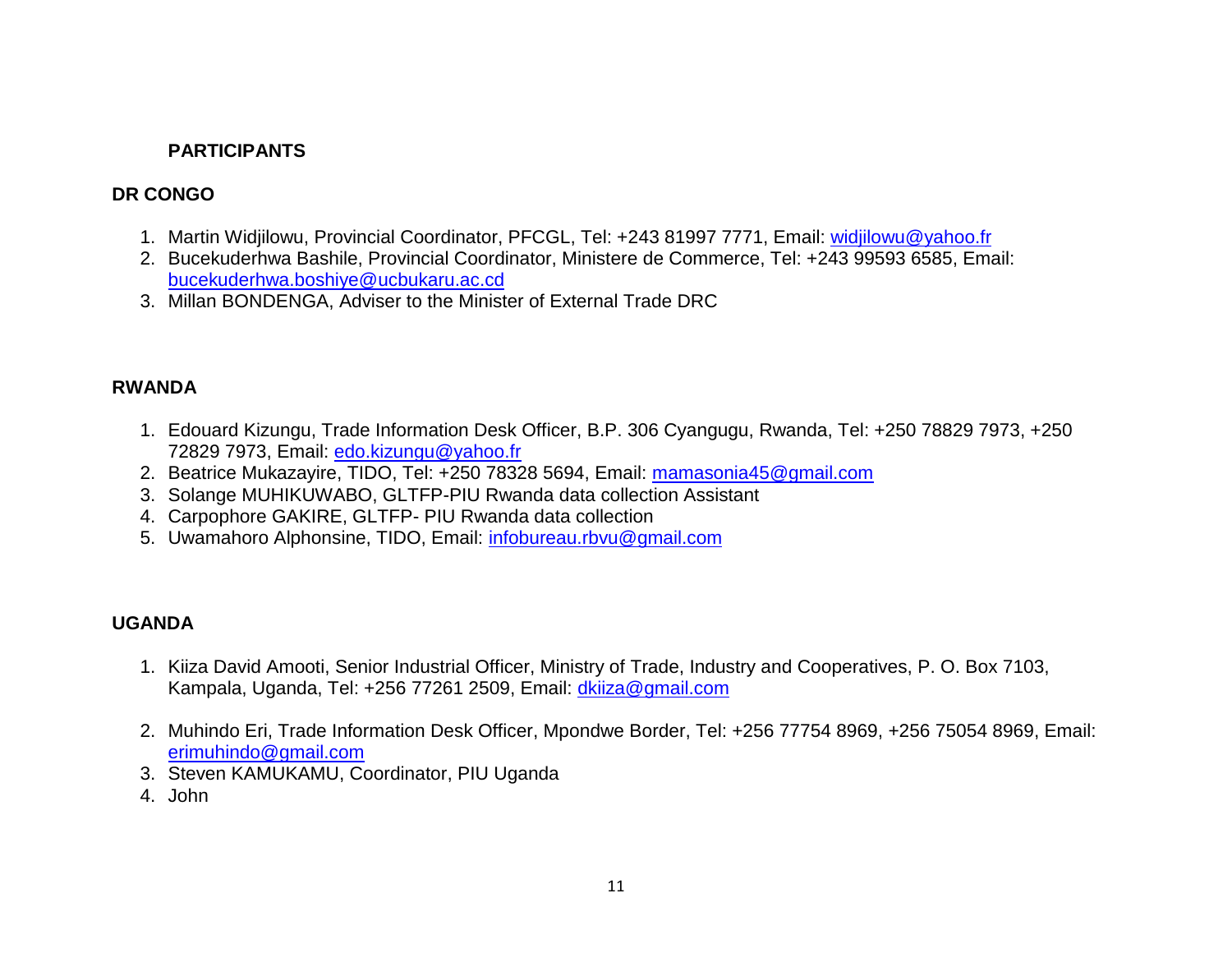## PARTICIPANTS

### DR CONGO

1. Martin Widjilowu, Provincial Coordinator, PFCGL, Tel: +243 81997 7771, Email: widjilowu@yahoo.fr
2. Bucekuderhwa Bashile, Provincial Coordinator, Ministere de Commerce, Tel: +243 99593 6585, Email: bucekuderhwa.boshiye@ucbukaru.ac.cd
3. Millan BONDENGA, Adviser to the Minister of External Trade DRC

### RWANDA

1. Edouard Kizungu, Trade Information Desk Officer, B.P. 306 Cyangugu, Rwanda, Tel: +250 78829 7973, +250 72829 7973, Email: edo.kizungu@yahoo.fr
2. Beatrice Mukazayire, TIDO, Tel: +250 78328 5694, Email: mamasonia45@gmail.com
3. Solange MUHIKUWABO, GLTFP-PIU Rwanda data collection Assistant
4. Carpophore GAKIRE, GLTFP- PIU Rwanda data collection
5. Uwamahoro Alphonsine, TIDO, Email: infobureau.rbvu@gmail.com

### UGANDA

1. Kiiza David Amooti, Senior Industrial Officer, Ministry of Trade, Industry and Cooperatives, P. O. Box 7103, Kampala, Uganda, Tel: +256 77261 2509, Email: dkiiza@gmail.com
2. Muhindo Eri, Trade Information Desk Officer, Mpondwe Border, Tel: +256 77754 8969, +256 75054 8969, Email: erimuhindo@gmail.com
3. Steven KAMUKAMU, Coordinator, PIU Uganda
4. John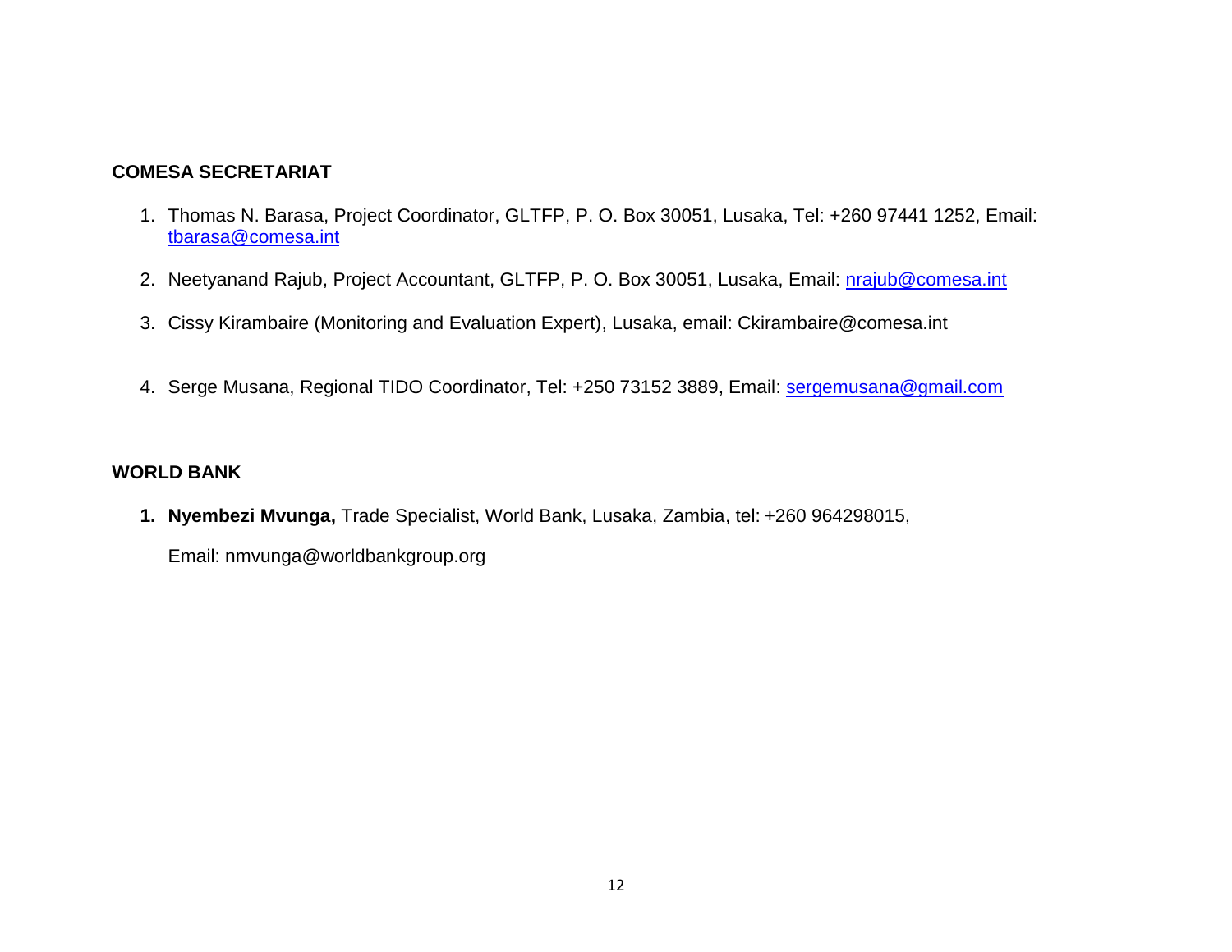**COMESA SECRETARIAT**

1. Thomas N. Barasa, Project Coordinator, GLTFP, P. O. Box 30051, Lusaka, Tel: +260 97441 1252, Email: tbarasa@comesa.int

2. Neetyanand Rajub, Project Accountant, GLTFP, P. O. Box 30051, Lusaka, Email: nrajub@comesa.int

3. Cissy Kirambaire (Monitoring and Evaluation Expert), Lusaka, email: Ckirambaire@comesa.int

4. Serge Musana, Regional TIDO Coordinator, Tel: +250 73152 3889, Email: sergemusana@gmail.com

**WORLD BANK**

1. **Nyembezi Mvunga,** Trade Specialist, World Bank, Lusaka, Zambia, tel: +260 964298015,

   Email: nmvunga@worldbankgroup.org